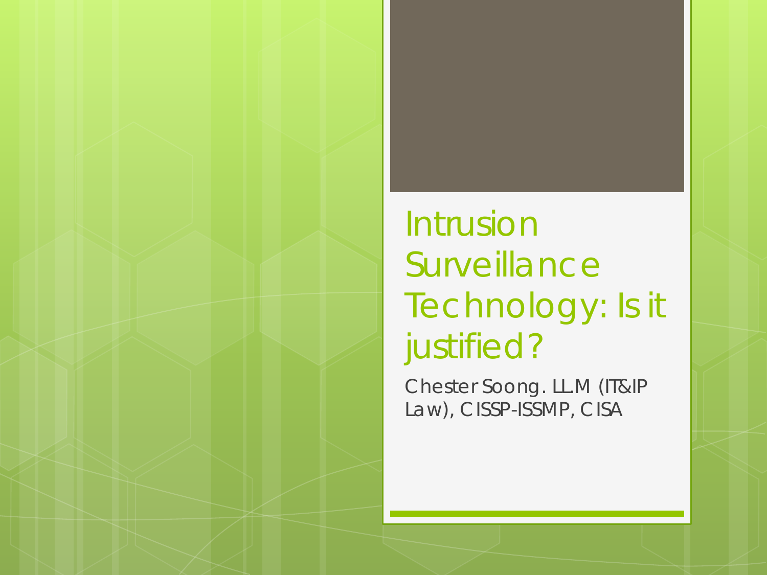# Intrusion Surveillance Technology: Is it justified?

Chester Soong. LL.M (IT&IP Law), CISSP-ISSMP, CISA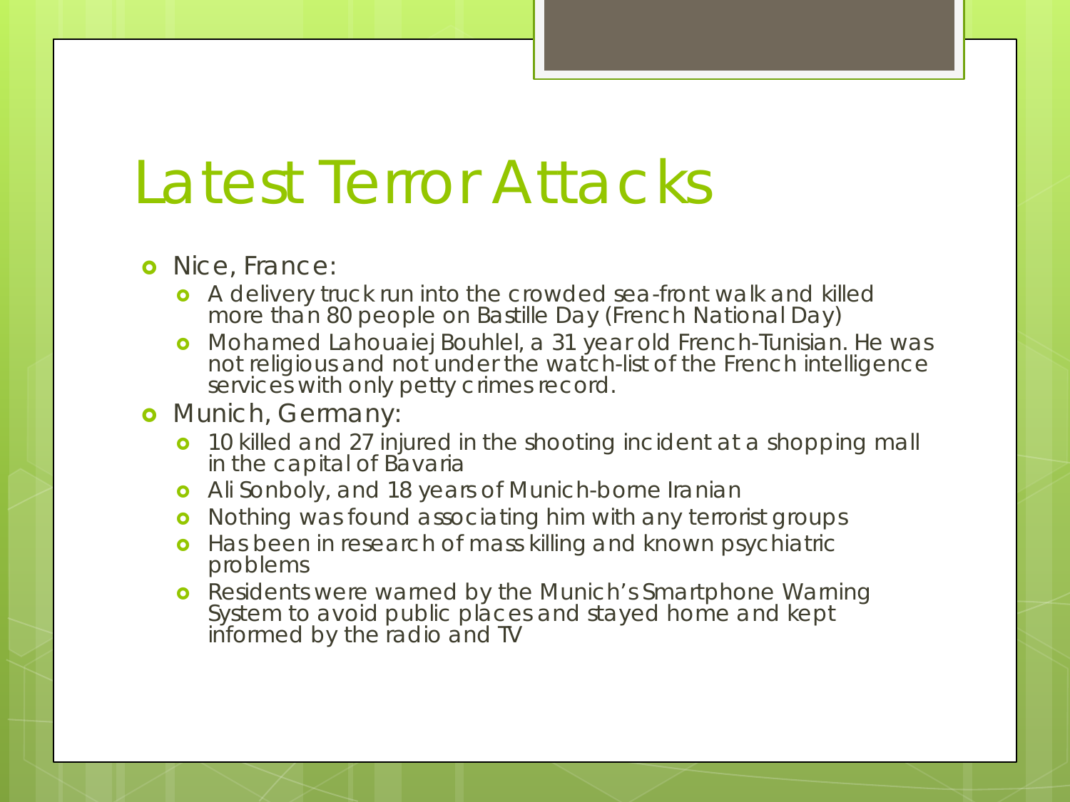# Latest Terror Attacks

- Nice, France:
  - A delivery truck run into the crowded sea-front walk and killed more than 80 people on Bastille Day (French National Day)
  - Mohamed Lahouaiej Bouhlel, a 31 year old French-Tunisian. He was not religious and not under the watch-list of the French intelligence services with only petty crimes record.
- Munich, Germany:
  - 10 killed and 27 injured in the shooting incident at a shopping mall in the capital of Bavaria
  - Ali Sonboly, and 18 years of Munich-borne Iranian
  - Nothing was found associating him with any terrorist groups
  - Has been in research of mass killing and known psychiatric problems
  - Residents were warned by the Munich's Smartphone Warning System to avoid public places and stayed home and kept informed by the radio and TV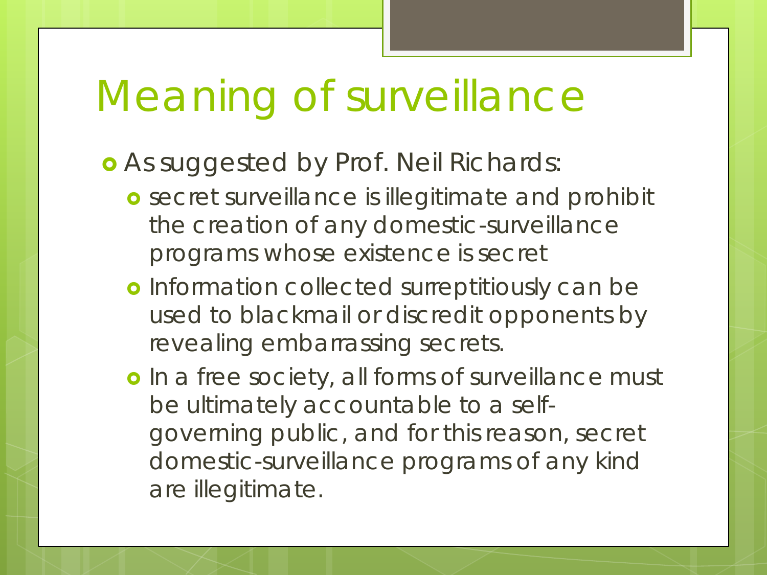# Meaning of surveillance

- As suggested by Prof. Neil Richards:
  - secret surveillance is illegitimate and prohibit the creation of any domestic-surveillance programs whose existence is secret
  - Information collected surreptitiously can be used to blackmail or discredit opponents by revealing embarrassing secrets.
  - In a free society, all forms of surveillance must be ultimately accountable to a self-governing public, and for this reason, secret domestic-surveillance programs of any kind are illegitimate.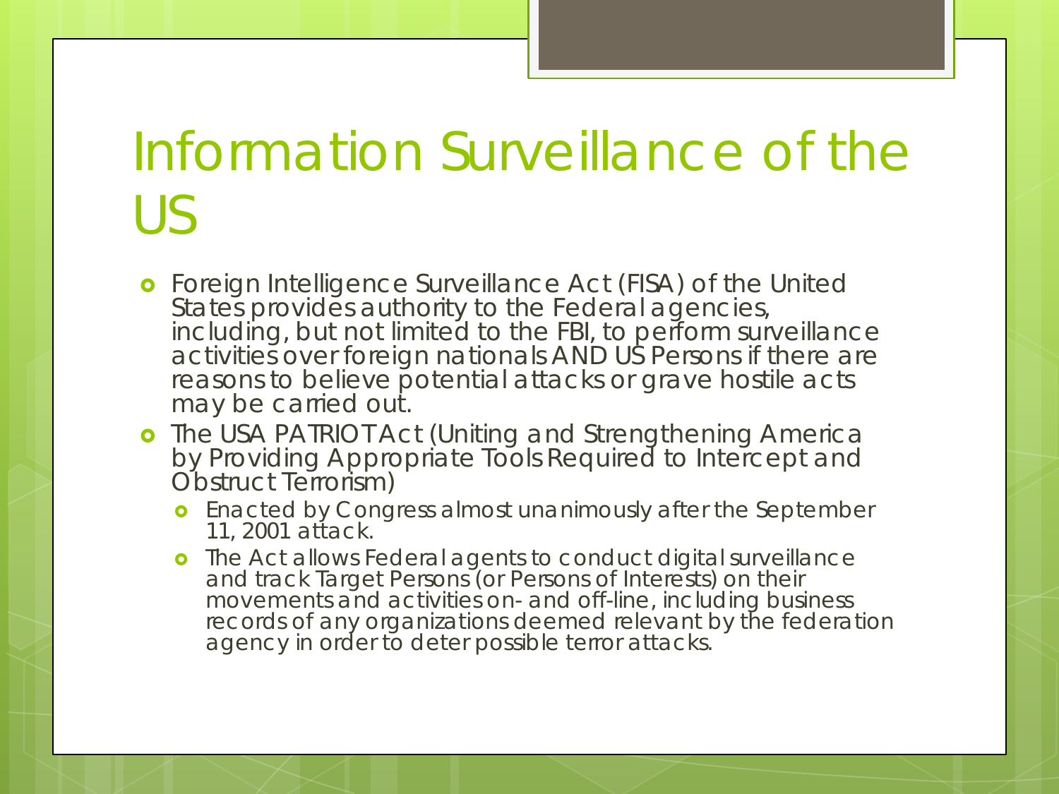# Information Surveillance of the US

- Foreign Intelligence Surveillance Act (FISA) of the United States provides authority to the Federal agencies, including, but not limited to the FBI, to perform surveillance activities over foreign nationals AND US Persons if there are reasons to believe potential attacks or grave hostile acts may be carried out.
- The USA PATRIOT Act (Uniting and Strengthening America by Providing Appropriate Tools Required to Intercept and Obstruct Terrorism)
  - Enacted by Congress almost unanimously after the September 11, 2001 attack.
  - The Act allows Federal agents to conduct digital surveillance and track Target Persons (or Persons of Interests) on their movements and activities on- and off-line, including business records of any organizations deemed relevant by the federation agency in order to deter possible terror attacks.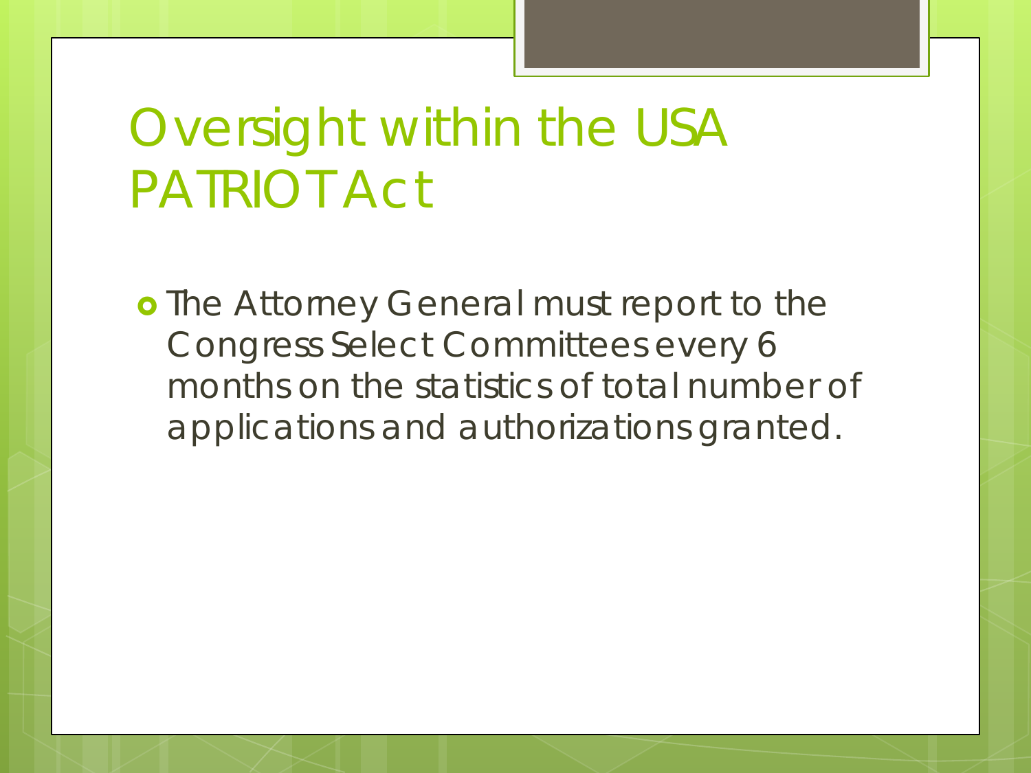# Oversight within the USA PATRIOT Act

- The Attorney General must report to the Congress Select Committees every 6 months on the statistics of total number of applications and authorizations granted.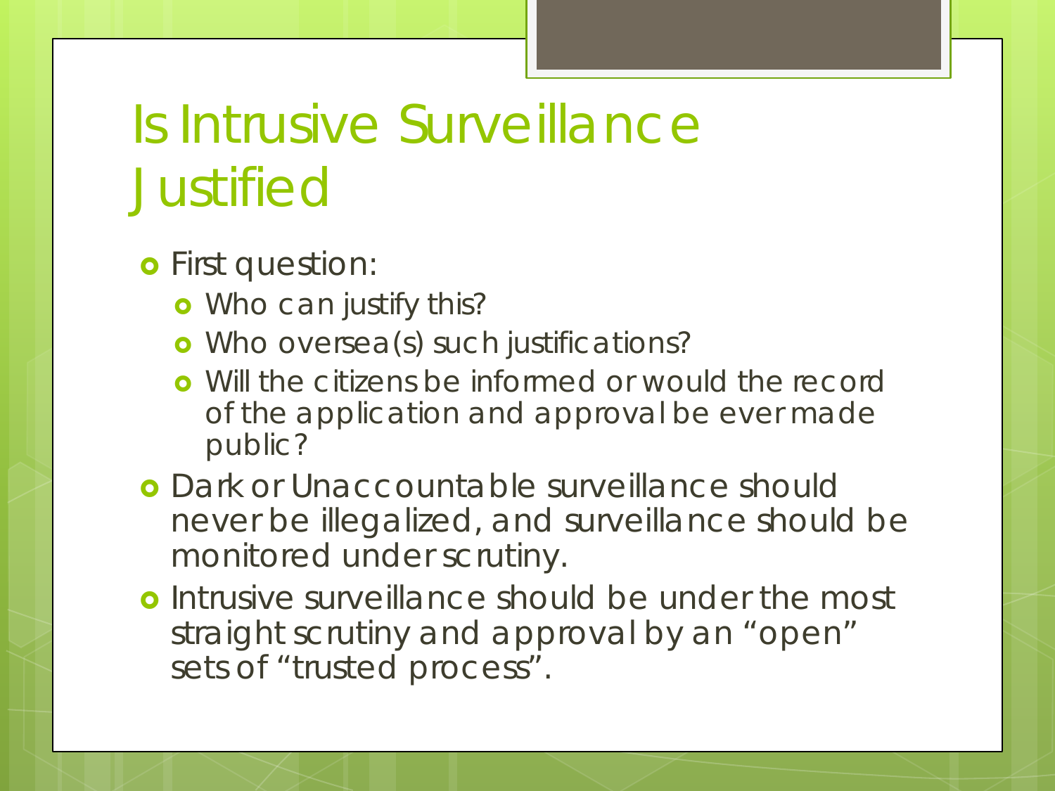# Is Intrusive Surveillance Justified

- First question:
  - Who can justify this?
  - Who oversea(s) such justifications?
  - Will the citizens be informed or would the record of the application and approval be ever made public?
- Dark or Unaccountable surveillance should never be illegalized, and surveillance should be monitored under scrutiny.
- Intrusive surveillance should be under the most straight scrutiny and approval by an "open" sets of "trusted process".